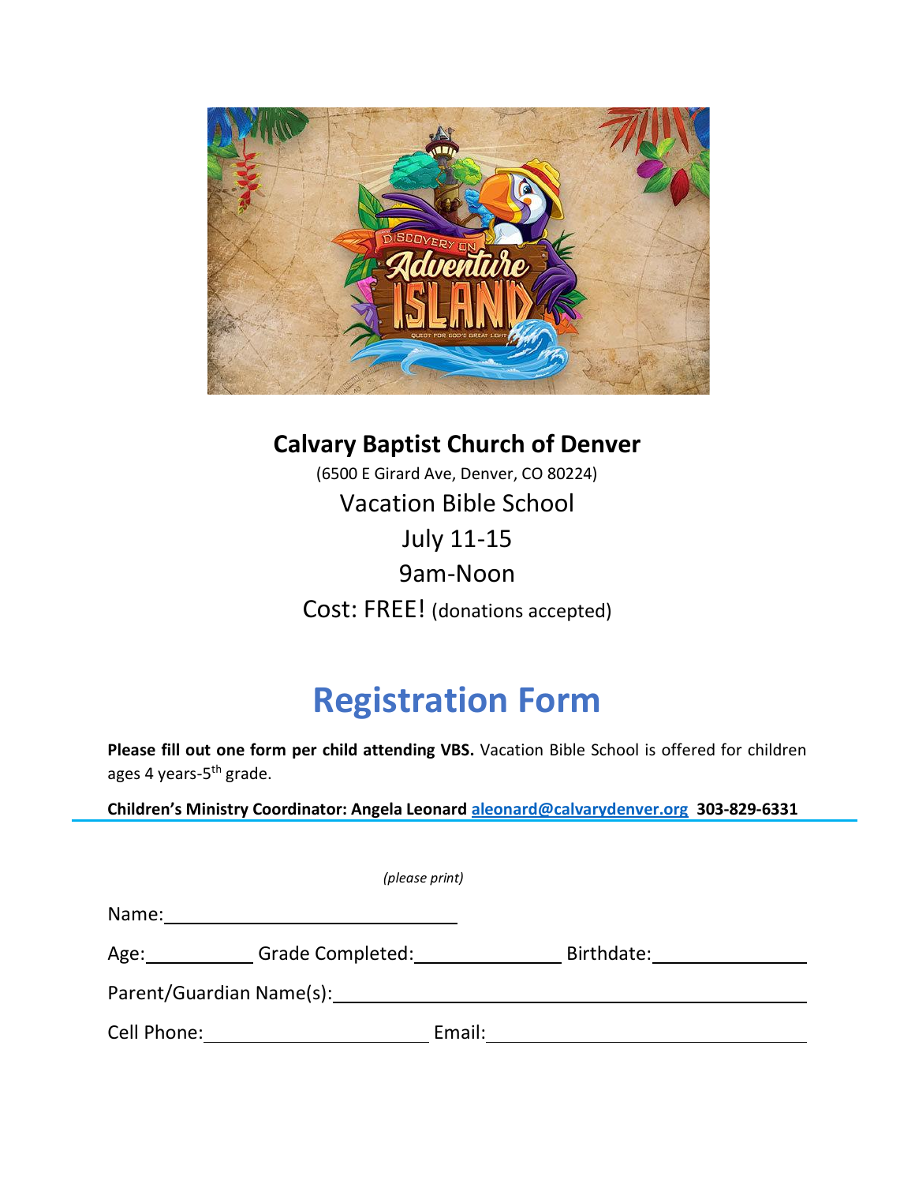**Calvary Baptist Church of Denver**

(6500 E Girard Ave, Denver, CO 80224)

Vacation Bible School

July 11-15

9am-Noon

Cost: FREE! (donations accepted)

# Registration Form

**Please fill out one form per child attending VBS.** Vacation Bible School is offered for children ages 4 years-5th grade.

**Children's Ministry Coordinator: Angela Leonard aleonard@calvarydenver.org 303-829-6331**

---

*(please print)*

Name: ______________________________

Age: __________ Grade Completed: ______________ Birthdate: ______________

Parent/Guardian Name(s): ________________________________________________

Cell Phone: ______________________ Email: ____________________________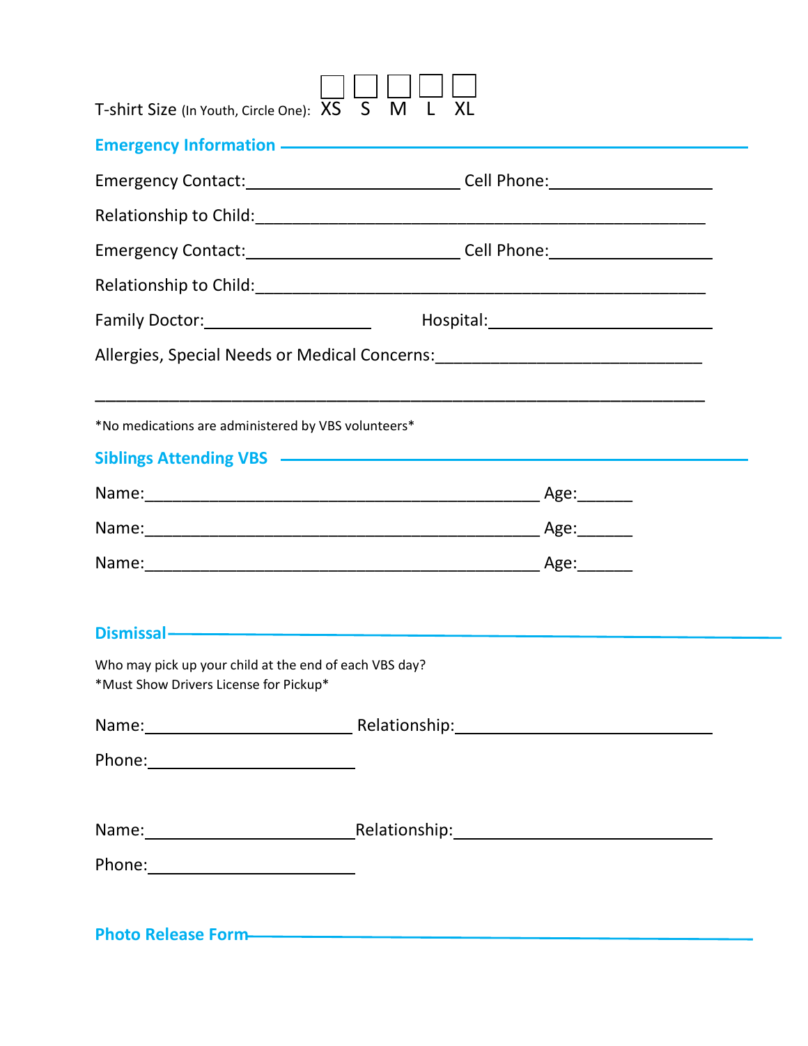T-shirt Size (In Youth, Circle One): ☐ XS ☐ S ☐ M ☐ L ☐ XL

## Emergency Information

Emergency Contact:________________________ Cell Phone:__________________

Relationship to Child:___________________________________________________

Emergency Contact:________________________ Cell Phone:__________________

Relationship to Child:___________________________________________________

Family Doctor:___________________ Hospital:_________________________

Allergies, Special Needs or Medical Concerns:______________________________

_____________________________________________________________________

*No medications are administered by VBS volunteers*

## Siblings Attending VBS

Name:____________________________________________ Age:______

Name:____________________________________________ Age:______

Name:____________________________________________ Age:______

## Dismissal

Who may pick up your child at the end of each VBS day?
*Must Show Drivers License for Pickup*

Name:_______________________ Relationship:___________________________

Phone:_______________________

Name:_______________________ Relationship:___________________________

Phone:_______________________

## Photo Release Form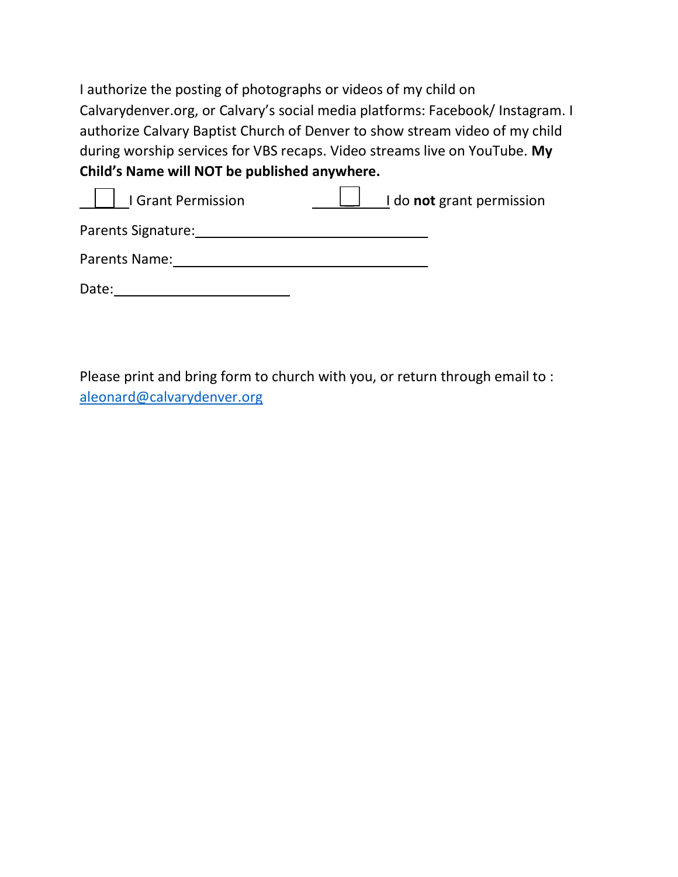I authorize the posting of photographs or videos of my child on Calvarydenver.org, or Calvary's social media platforms: Facebook/ Instagram. I authorize Calvary Baptist Church of Denver to show stream video of my child during worship services for VBS recaps. Video streams live on YouTube. **My Child's Name will NOT be published anywhere.**

☐ I Grant Permission ☐ I do **not** grant permission

Parents Signature:\_\_\_\_\_\_\_\_\_\_\_\_\_\_\_\_\_\_\_\_\_\_\_\_\_\_\_\_\_\_

Parents Name:\_\_\_\_\_\_\_\_\_\_\_\_\_\_\_\_\_\_\_\_\_\_\_\_\_\_\_\_\_\_\_\_

Date:\_\_\_\_\_\_\_\_\_\_\_\_\_\_\_\_\_\_\_\_\_\_

Please print and bring form to church with you, or return through email to : [aleonard@calvarydenver.org](mailto:aleonard@calvarydenver.org)